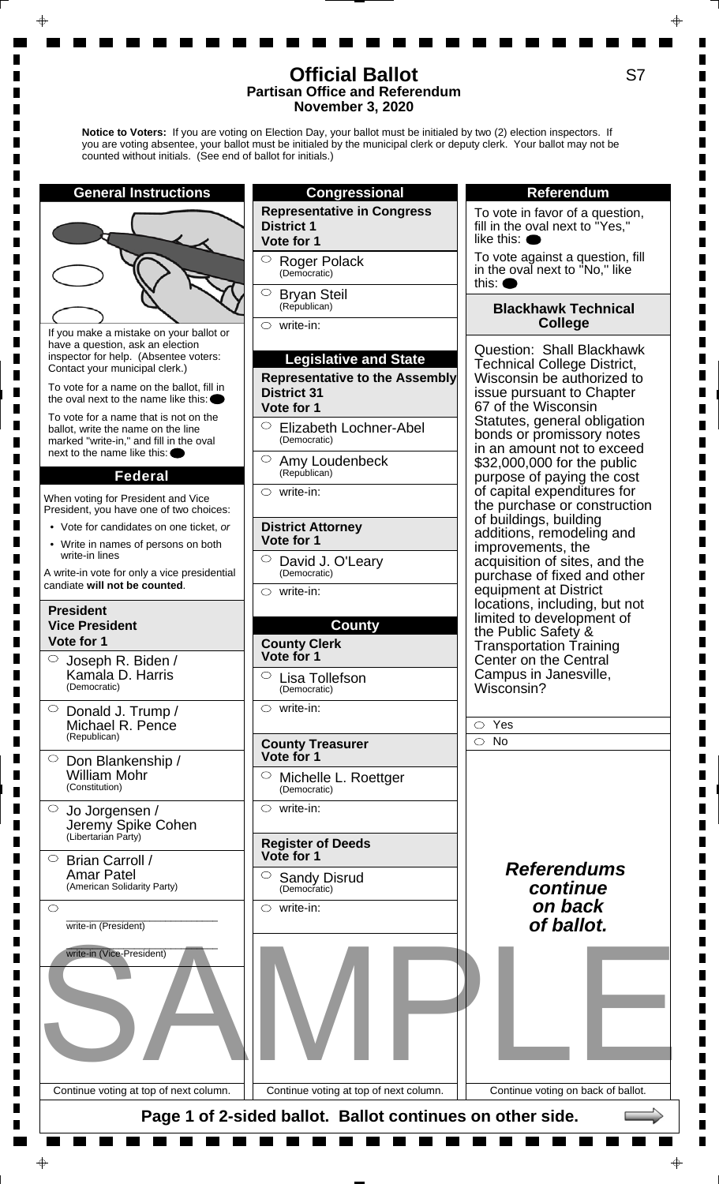# Official Ballot

**Partisan Office and Referendum**
**November 3, 2020**

S7

**Notice to Voters:** If you are voting on Election Day, your ballot must be initialed by two (2) election inspectors. If you are voting absentee, your ballot must be initialed by the municipal clerk or deputy clerk. Your ballot may not be counted without initials. (See end of ballot for initials.)

## General Instructions

If you make a mistake on your ballot or have a question, ask an election inspector for help. (Absentee voters: Contact your municipal clerk.)

To vote for a name on the ballot, fill in the oval next to the name like this: ⬬

To vote for a name that is not on the ballot, write the name on the line marked "write-in," and fill in the oval next to the name like this: ⬬

## Federal

When voting for President and Vice President, you have one of two choices:

- Vote for candidates on one ticket, *or*
- Write in names of persons on both write-in lines

A write-in vote for only a vice presidential candiate **will not be counted**.

### President / Vice President
**Vote for 1**

- ○ Joseph R. Biden / Kamala D. Harris (Democratic)
- ○ Donald J. Trump / Michael R. Pence (Republican)
- ○ Don Blankenship / William Mohr (Constitution)
- ○ Jo Jorgensen / Jeremy Spike Cohen (Libertarian Party)
- ○ Brian Carroll / Amar Patel (American Solidarity Party)
- ○ ______________ write-in (President)
  ______________ write-in (Vice-President)

Continue voting at top of next column.

## Congressional

### Representative in Congress District 1
**Vote for 1**

- ○ Roger Polack (Democratic)
- ○ Bryan Steil (Republican)
- ○ write-in:

## Legislative and State

### Representative to the Assembly District 31
**Vote for 1**

- ○ Elizabeth Lochner-Abel (Democratic)
- ○ Amy Loudenbeck (Republican)
- ○ write-in:

### District Attorney
**Vote for 1**

- ○ David J. O'Leary (Democratic)
- ○ write-in:

## County

### County Clerk
**Vote for 1**

- ○ Lisa Tollefson (Democratic)
- ○ write-in:

### County Treasurer
**Vote for 1**

- ○ Michelle L. Roettger (Democratic)
- ○ write-in:

### Register of Deeds
**Vote for 1**

- ○ Sandy Disrud (Democratic)
- ○ write-in:

Continue voting at top of next column.

## Referendum

To vote in favor of a question, fill in the oval next to "Yes," like this: ⬬

To vote against a question, fill in the oval next to "No," like this: ⬬

### Blackhawk Technical College

Question: Shall Blackhawk Technical College District, Wisconsin be authorized to issue pursuant to Chapter 67 of the Wisconsin Statutes, general obligation bonds or promissory notes in an amount not to exceed $32,000,000 for the public purpose of paying the cost of capital expenditures for the purchase or construction of buildings, building additions, remodeling and improvements, the acquisition of sites, and the purchase of fixed and other equipment at District locations, including, but not limited to development of the Public Safety & Transportation Training Center on the Central Campus in Janesville, Wisconsin?

- ○ Yes
- ○ No

***Referendums continue on back of ballot.***

Continue voting on back of ballot.

SAMPLE

**Page 1 of 2-sided ballot. Ballot continues on other side.**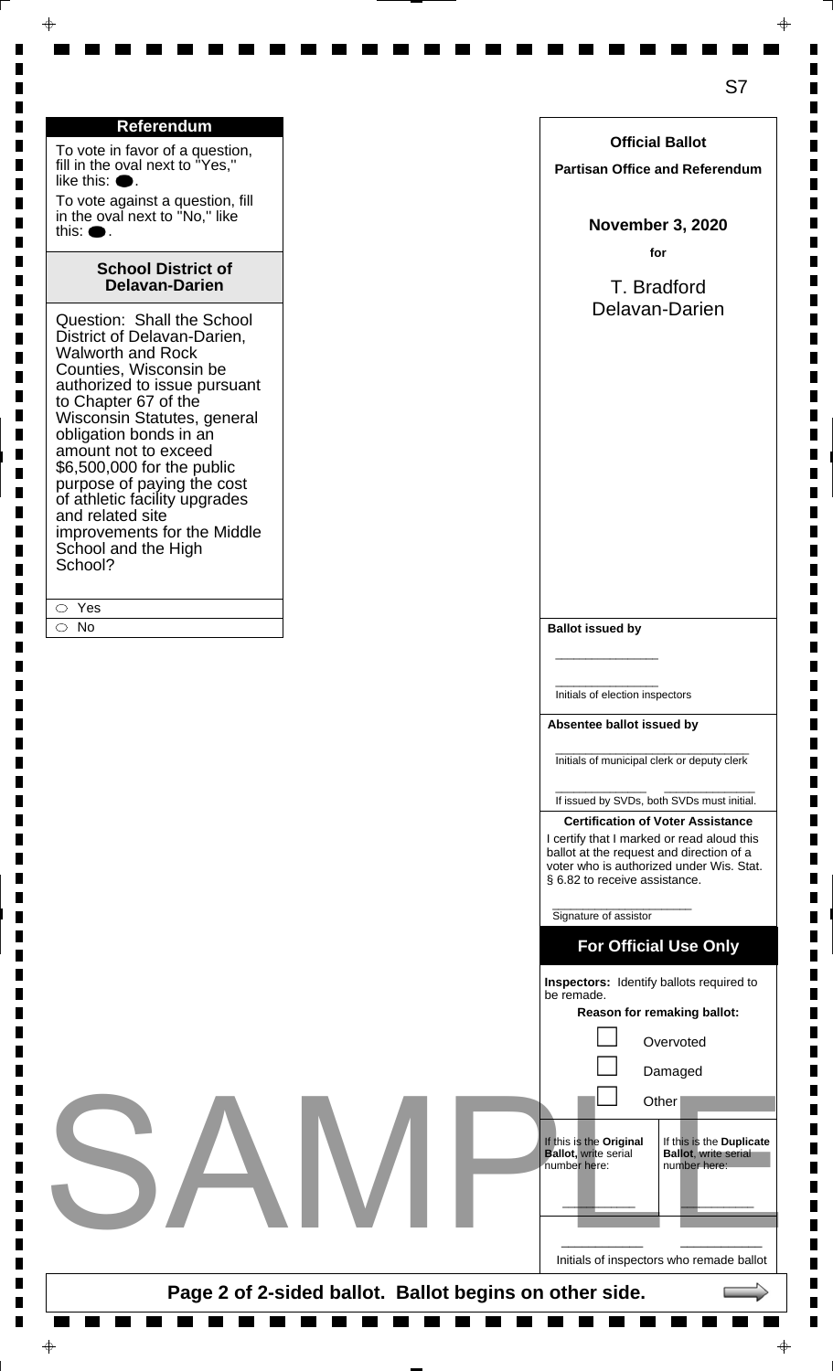S7

## Referendum

To vote in favor of a question, fill in the oval next to "Yes," like this: ⬬.

To vote against a question, fill in the oval next to "No," like this: ⬬.

### School District of Delavan-Darien

Question: Shall the School District of Delavan-Darien, Walworth and Rock Counties, Wisconsin be authorized to issue pursuant to Chapter 67 of the Wisconsin Statutes, general obligation bonds in an amount not to exceed $6,500,000 for the public purpose of paying the cost of athletic facility upgrades and related site improvements for the Middle School and the High School?

○ Yes

○ No

**Official Ballot**

**Partisan Office and Referendum**

**November 3, 2020**

**for**

T. Bradford Delavan-Darien

**Ballot issued by**

_______________

_______________

Initials of election inspectors

**Absentee ballot issued by**

_______________

Initials of municipal clerk or deputy clerk

_______________ _______________

If issued by SVDs, both SVDs must initial.

**Certification of Voter Assistance**

I certify that I marked or read aloud this ballot at the request and direction of a voter who is authorized under Wis. Stat. § 6.82 to receive assistance.

_______________

Signature of assistor

**For Official Use Only**

**Inspectors:** Identify ballots required to be remade.

**Reason for remaking ballot:**

☐ Overvoted

☐ Damaged

☐ Other

| If this is the **Original Ballot,** write serial number here: | If this is the **Duplicate Ballot**, write serial number here: |
| --- | --- |
| _______________ | _______________ |

_______________ _______________

Initials of inspectors who remade ballot

SAMPLE

**Page 2 of 2-sided ballot. Ballot begins on other side.**